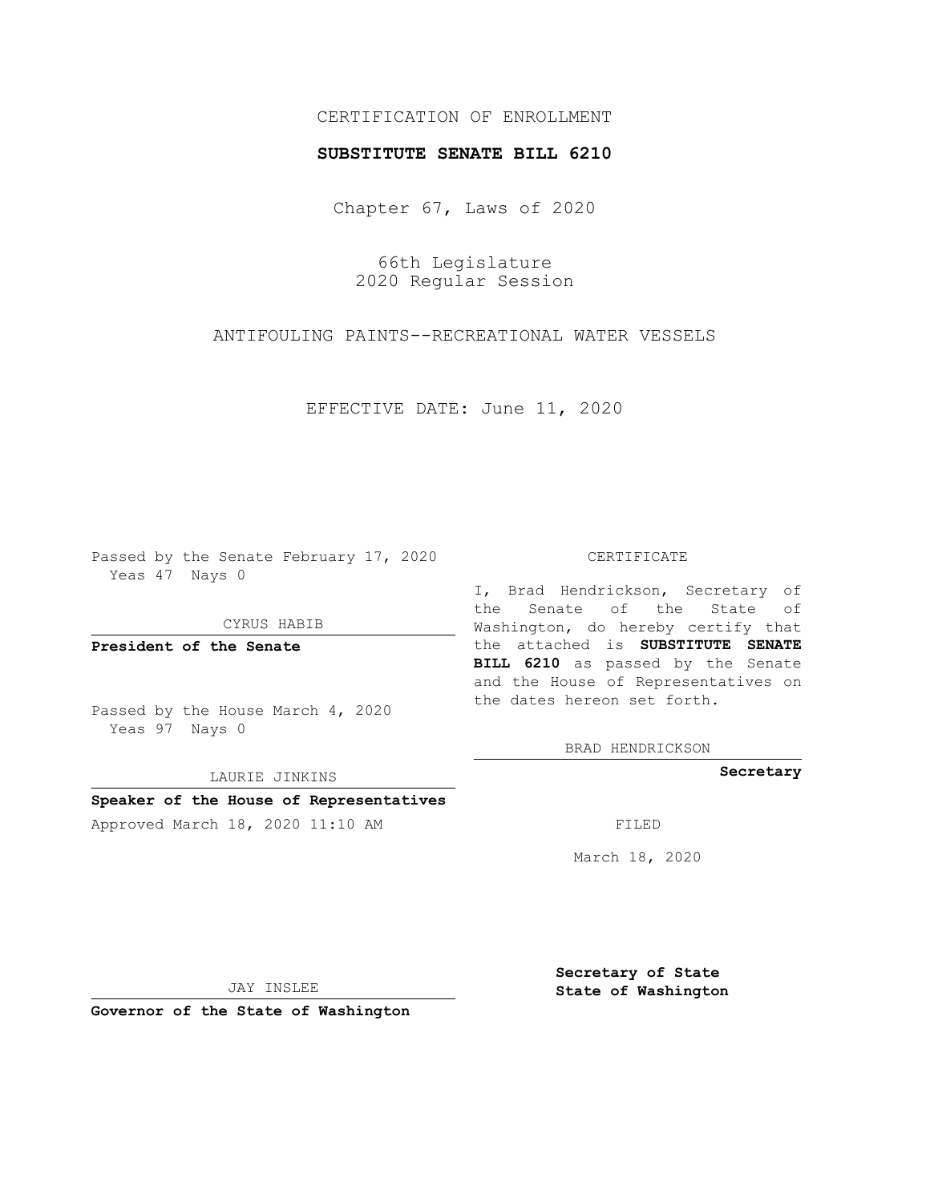CERTIFICATION OF ENROLLMENT

**SUBSTITUTE SENATE BILL 6210**

Chapter 67, Laws of 2020

66th Legislature
2020 Regular Session

ANTIFOULING PAINTS--RECREATIONAL WATER VESSELS

EFFECTIVE DATE: June 11, 2020

Passed by the Senate February 17, 2020
Yeas 47 Nays 0

CYRUS HABIB

**President of the Senate**

Passed by the House March 4, 2020
Yeas 97 Nays 0

LAURIE JINKINS

**Speaker of the House of Representatives**

Approved March 18, 2020 11:10 AM

JAY INSLEE

**Governor of the State of Washington**

CERTIFICATE

I, Brad Hendrickson, Secretary of the Senate of the State of Washington, do hereby certify that the attached is **SUBSTITUTE SENATE BILL 6210** as passed by the Senate and the House of Representatives on the dates hereon set forth.

BRAD HENDRICKSON

**Secretary**

FILED

March 18, 2020

**Secretary of State**
**State of Washington**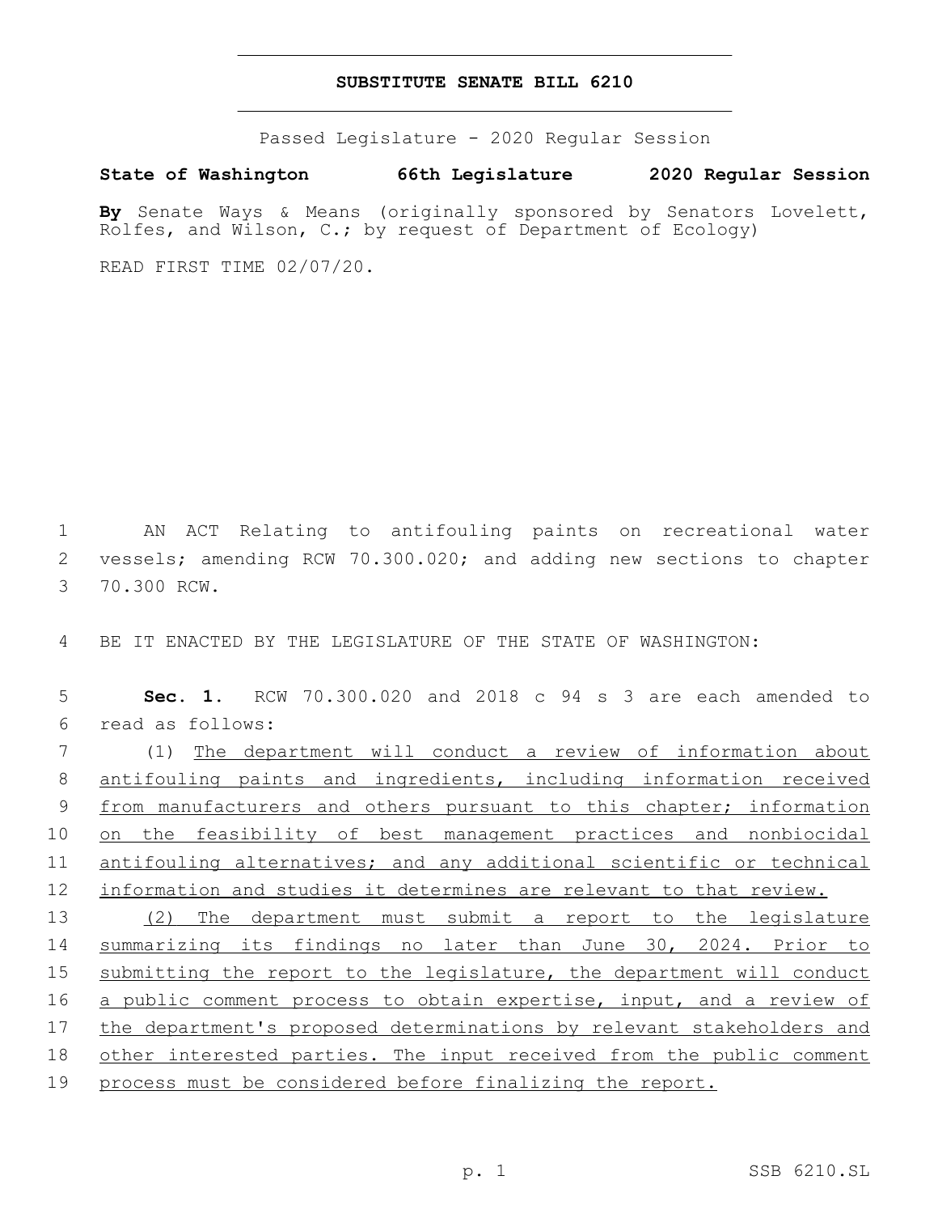# SUBSTITUTE SENATE BILL 6210

Passed Legislature - 2020 Regular Session

**State of Washington 66th Legislature 2020 Regular Session**

**By** Senate Ways & Means (originally sponsored by Senators Lovelett, Rolfes, and Wilson, C.; by request of Department of Ecology)

READ FIRST TIME 02/07/20.

1 AN ACT Relating to antifouling paints on recreational water
2 vessels; amending RCW 70.300.020; and adding new sections to chapter
3 70.300 RCW.

4 BE IT ENACTED BY THE LEGISLATURE OF THE STATE OF WASHINGTON:

5 **Sec. 1.** RCW 70.300.020 and 2018 c 94 s 3 are each amended to
6 read as follows:

7 (1) The department will conduct a review of information about
8 antifouling paints and ingredients, including information received
9 from manufacturers and others pursuant to this chapter; information
10 on the feasibility of best management practices and nonbiocidal
11 antifouling alternatives; and any additional scientific or technical
12 information and studies it determines are relevant to that review.

13 (2) The department must submit a report to the legislature
14 summarizing its findings no later than June 30, 2024. Prior to
15 submitting the report to the legislature, the department will conduct
16 a public comment process to obtain expertise, input, and a review of
17 the department's proposed determinations by relevant stakeholders and
18 other interested parties. The input received from the public comment
19 process must be considered before finalizing the report.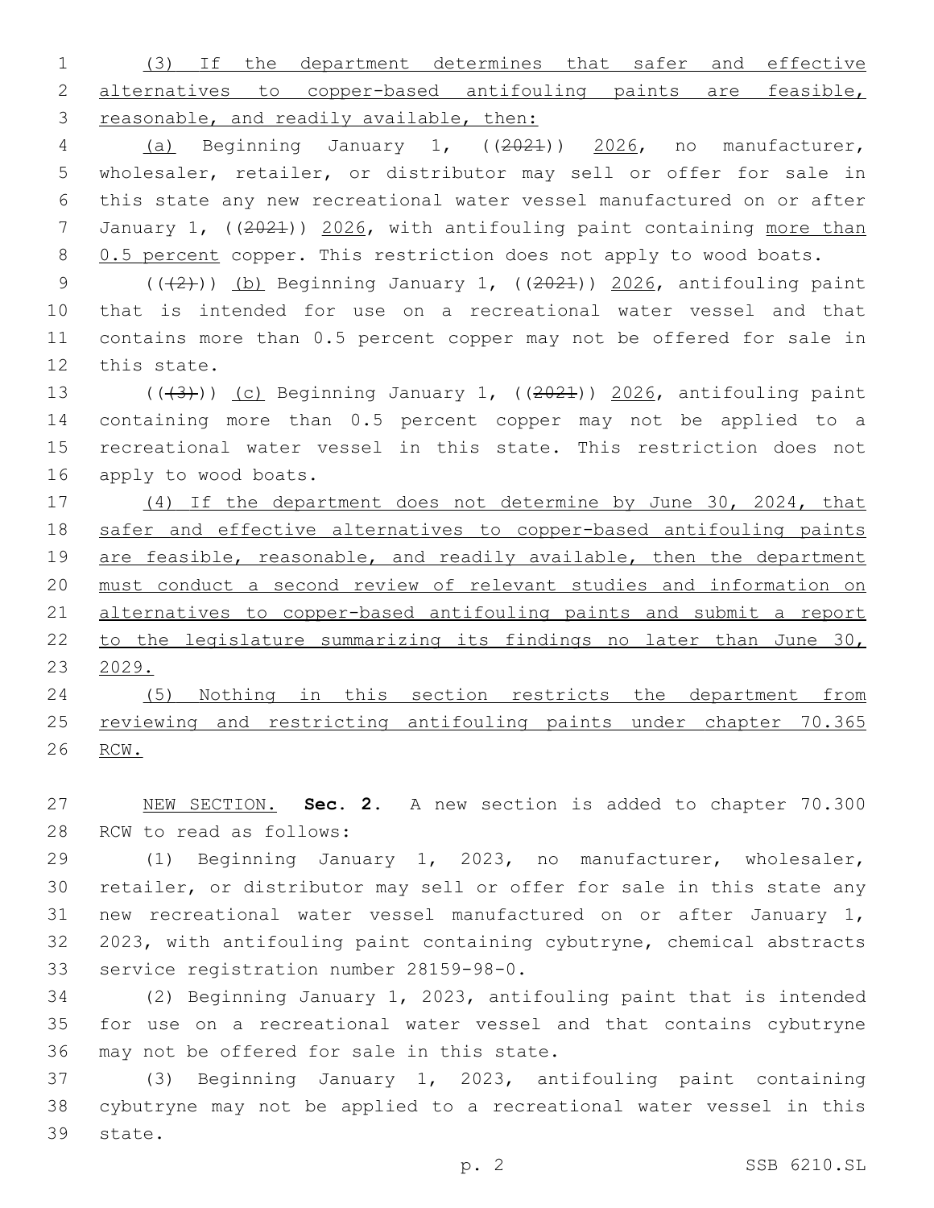(3) If the department determines that safer and effective alternatives to copper-based antifouling paints are feasible, reasonable, and readily available, then:

(a) Beginning January 1, ((~~2021~~)) 2026, no manufacturer, wholesaler, retailer, or distributor may sell or offer for sale in this state any new recreational water vessel manufactured on or after January 1, ((~~2021~~)) 2026, with antifouling paint containing more than 0.5 percent copper. This restriction does not apply to wood boats.

((~~(2)~~)) (b) Beginning January 1, ((~~2021~~)) 2026, antifouling paint that is intended for use on a recreational water vessel and that contains more than 0.5 percent copper may not be offered for sale in this state.

((~~(3)~~)) (c) Beginning January 1, ((~~2021~~)) 2026, antifouling paint containing more than 0.5 percent copper may not be applied to a recreational water vessel in this state. This restriction does not apply to wood boats.

(4) If the department does not determine by June 30, 2024, that safer and effective alternatives to copper-based antifouling paints are feasible, reasonable, and readily available, then the department must conduct a second review of relevant studies and information on alternatives to copper-based antifouling paints and submit a report to the legislature summarizing its findings no later than June 30, 2029.

(5) Nothing in this section restricts the department from reviewing and restricting antifouling paints under chapter 70.365 RCW.

NEW SECTION. **Sec. 2.** A new section is added to chapter 70.300 RCW to read as follows:

(1) Beginning January 1, 2023, no manufacturer, wholesaler, retailer, or distributor may sell or offer for sale in this state any new recreational water vessel manufactured on or after January 1, 2023, with antifouling paint containing cybutryne, chemical abstracts service registration number 28159-98-0.

(2) Beginning January 1, 2023, antifouling paint that is intended for use on a recreational water vessel and that contains cybutryne may not be offered for sale in this state.

(3) Beginning January 1, 2023, antifouling paint containing cybutryne may not be applied to a recreational water vessel in this state.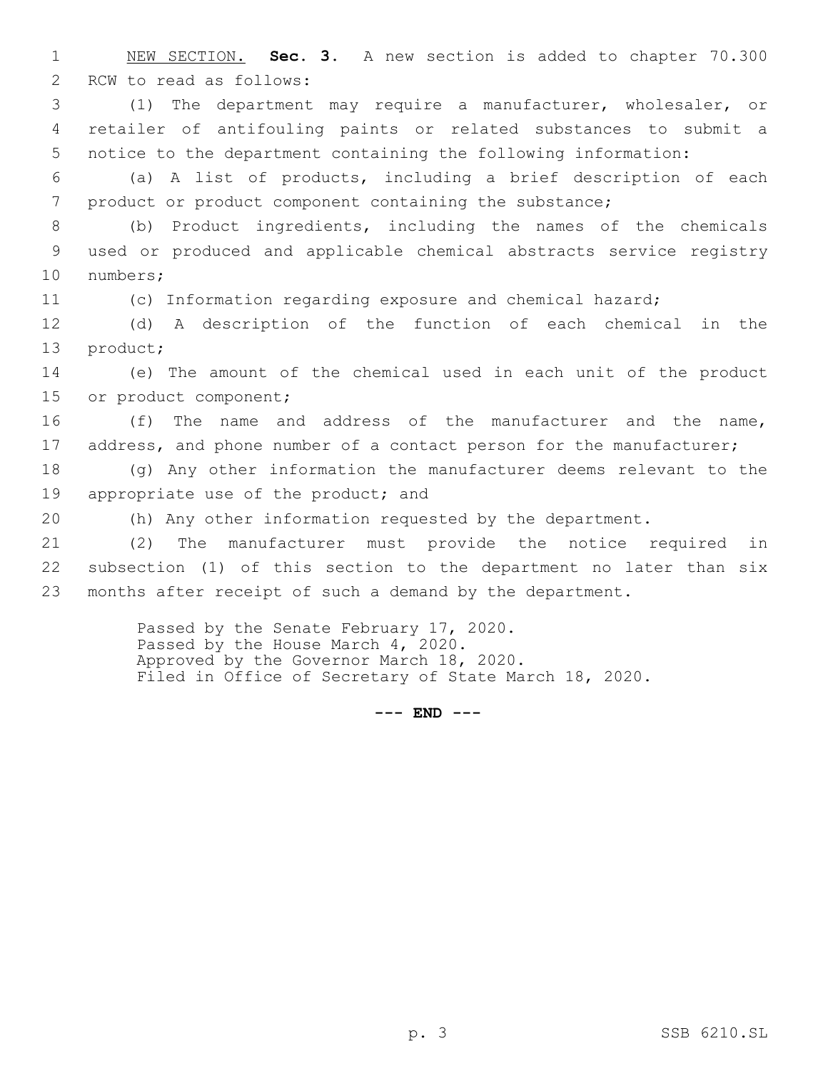NEW SECTION. **Sec. 3.** A new section is added to chapter 70.300 RCW to read as follows:

(1) The department may require a manufacturer, wholesaler, or retailer of antifouling paints or related substances to submit a notice to the department containing the following information:

(a) A list of products, including a brief description of each product or product component containing the substance;

(b) Product ingredients, including the names of the chemicals used or produced and applicable chemical abstracts service registry numbers;

(c) Information regarding exposure and chemical hazard;

(d) A description of the function of each chemical in the product;

(e) The amount of the chemical used in each unit of the product or product component;

(f) The name and address of the manufacturer and the name, address, and phone number of a contact person for the manufacturer;

(g) Any other information the manufacturer deems relevant to the appropriate use of the product; and

(h) Any other information requested by the department.

(2) The manufacturer must provide the notice required in subsection (1) of this section to the department no later than six months after receipt of such a demand by the department.

Passed by the Senate February 17, 2020.
Passed by the House March 4, 2020.
Approved by the Governor March 18, 2020.
Filed in Office of Secretary of State March 18, 2020.

**--- END ---**